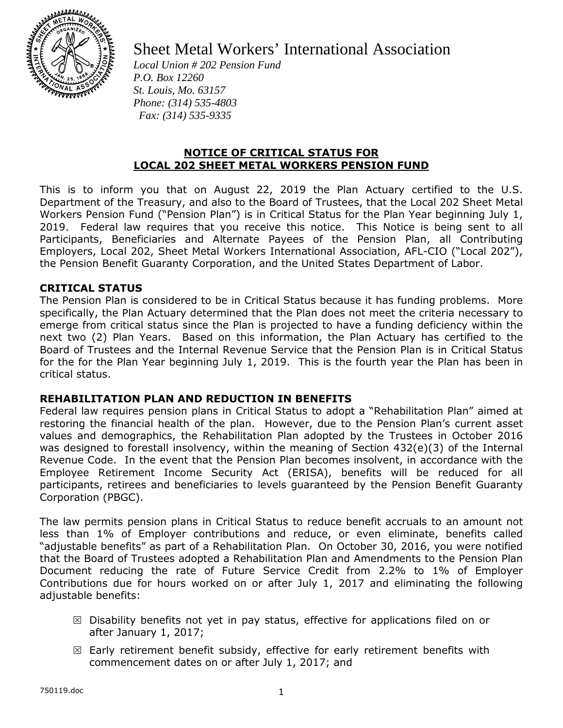# Sheet Metal Workers' International Association

*Local Union # 202 Pension Fund*
*P.O. Box 12260*
*St. Louis, Mo. 63157*
*Phone: (314) 535-4803*
*Fax: (314) 535-9335*

## NOTICE OF CRITICAL STATUS FOR LOCAL 202 SHEET METAL WORKERS PENSION FUND

This is to inform you that on August 22, 2019 the Plan Actuary certified to the U.S. Department of the Treasury, and also to the Board of Trustees, that the Local 202 Sheet Metal Workers Pension Fund ("Pension Plan") is in Critical Status for the Plan Year beginning July 1, 2019. Federal law requires that you receive this notice. This Notice is being sent to all Participants, Beneficiaries and Alternate Payees of the Pension Plan, all Contributing Employers, Local 202, Sheet Metal Workers International Association, AFL-CIO ("Local 202"), the Pension Benefit Guaranty Corporation, and the United States Department of Labor.

### CRITICAL STATUS

The Pension Plan is considered to be in Critical Status because it has funding problems. More specifically, the Plan Actuary determined that the Plan does not meet the criteria necessary to emerge from critical status since the Plan is projected to have a funding deficiency within the next two (2) Plan Years. Based on this information, the Plan Actuary has certified to the Board of Trustees and the Internal Revenue Service that the Pension Plan is in Critical Status for the for the Plan Year beginning July 1, 2019. This is the fourth year the Plan has been in critical status.

### REHABILITATION PLAN AND REDUCTION IN BENEFITS

Federal law requires pension plans in Critical Status to adopt a "Rehabilitation Plan" aimed at restoring the financial health of the plan. However, due to the Pension Plan's current asset values and demographics, the Rehabilitation Plan adopted by the Trustees in October 2016 was designed to forestall insolvency, within the meaning of Section 432(e)(3) of the Internal Revenue Code. In the event that the Pension Plan becomes insolvent, in accordance with the Employee Retirement Income Security Act (ERISA), benefits will be reduced for all participants, retirees and beneficiaries to levels guaranteed by the Pension Benefit Guaranty Corporation (PBGC).

The law permits pension plans in Critical Status to reduce benefit accruals to an amount not less than 1% of Employer contributions and reduce, or even eliminate, benefits called "adjustable benefits" as part of a Rehabilitation Plan. On October 30, 2016, you were notified that the Board of Trustees adopted a Rehabilitation Plan and Amendments to the Pension Plan Document reducing the rate of Future Service Credit from 2.2% to 1% of Employer Contributions due for hours worked on or after July 1, 2017 and eliminating the following adjustable benefits:

- ☒ Disability benefits not yet in pay status, effective for applications filed on or after January 1, 2017;
- ☒ Early retirement benefit subsidy, effective for early retirement benefits with commencement dates on or after July 1, 2017; and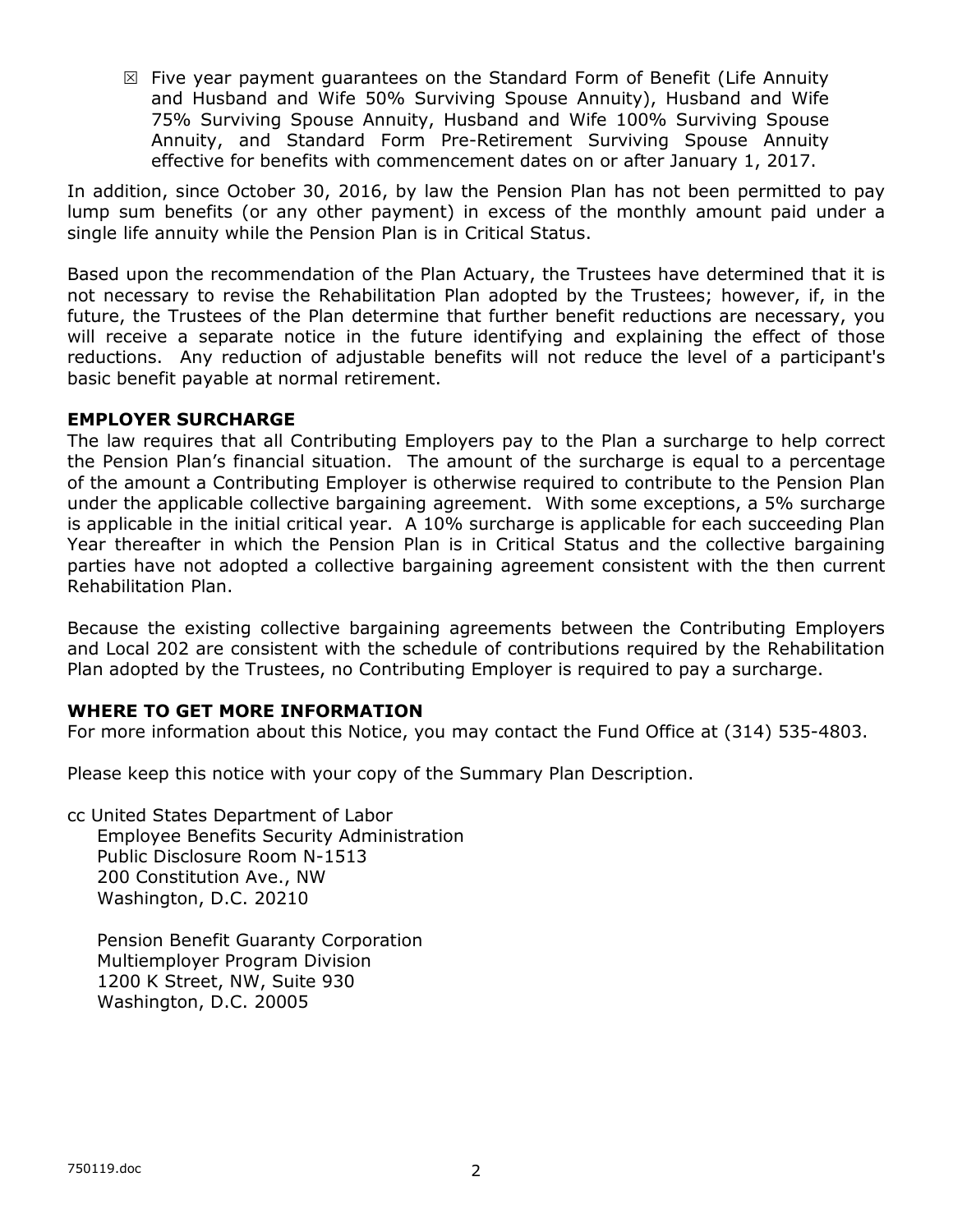☒ Five year payment guarantees on the Standard Form of Benefit (Life Annuity and Husband and Wife 50% Surviving Spouse Annuity), Husband and Wife 75% Surviving Spouse Annuity, Husband and Wife 100% Surviving Spouse Annuity, and Standard Form Pre-Retirement Surviving Spouse Annuity effective for benefits with commencement dates on or after January 1, 2017.

In addition, since October 30, 2016, by law the Pension Plan has not been permitted to pay lump sum benefits (or any other payment) in excess of the monthly amount paid under a single life annuity while the Pension Plan is in Critical Status.

Based upon the recommendation of the Plan Actuary, the Trustees have determined that it is not necessary to revise the Rehabilitation Plan adopted by the Trustees; however, if, in the future, the Trustees of the Plan determine that further benefit reductions are necessary, you will receive a separate notice in the future identifying and explaining the effect of those reductions. Any reduction of adjustable benefits will not reduce the level of a participant's basic benefit payable at normal retirement.

**EMPLOYER SURCHARGE**

The law requires that all Contributing Employers pay to the Plan a surcharge to help correct the Pension Plan's financial situation. The amount of the surcharge is equal to a percentage of the amount a Contributing Employer is otherwise required to contribute to the Pension Plan under the applicable collective bargaining agreement. With some exceptions, a 5% surcharge is applicable in the initial critical year. A 10% surcharge is applicable for each succeeding Plan Year thereafter in which the Pension Plan is in Critical Status and the collective bargaining parties have not adopted a collective bargaining agreement consistent with the then current Rehabilitation Plan.

Because the existing collective bargaining agreements between the Contributing Employers and Local 202 are consistent with the schedule of contributions required by the Rehabilitation Plan adopted by the Trustees, no Contributing Employer is required to pay a surcharge.

**WHERE TO GET MORE INFORMATION**

For more information about this Notice, you may contact the Fund Office at (314) 535-4803.

Please keep this notice with your copy of the Summary Plan Description.

cc United States Department of Labor
Employee Benefits Security Administration
Public Disclosure Room N-1513
200 Constitution Ave., NW
Washington, D.C. 20210

Pension Benefit Guaranty Corporation
Multiemployer Program Division
1200 K Street, NW, Suite 930
Washington, D.C. 20005

750119.doc